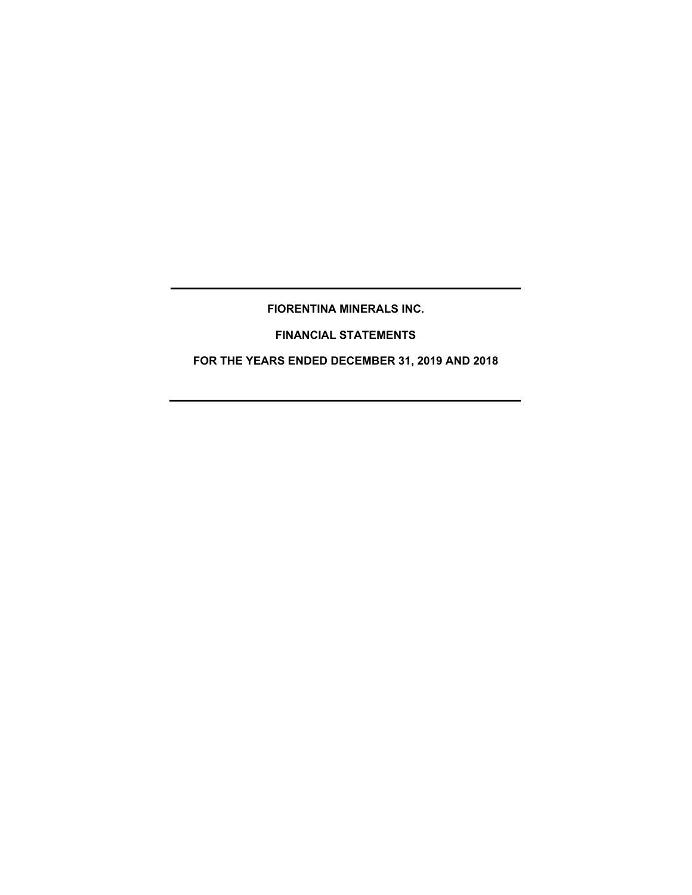**FIORENTINA MINERALS INC.**

**FINANCIAL STATEMENTS**

**FOR THE YEARS ENDED DECEMBER 31, 2019 AND 2018**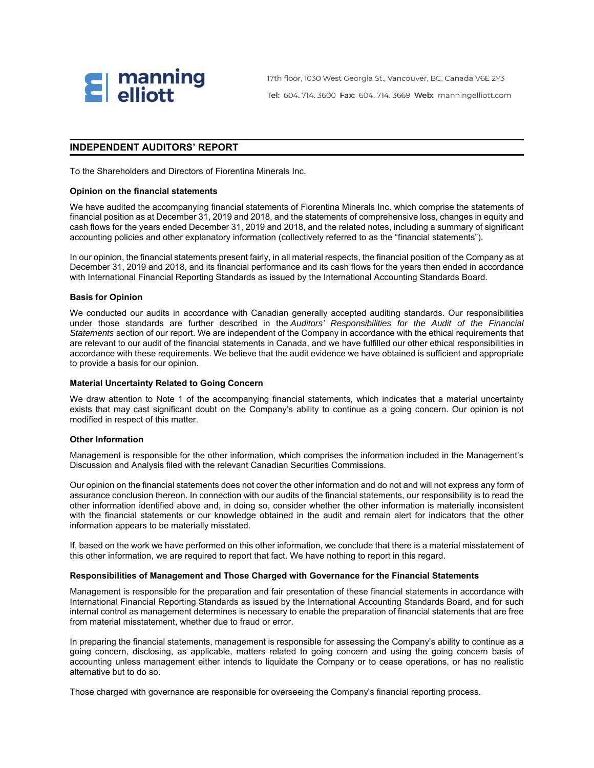manning elliott

17th floor, 1030 West Georgia St., Vancouver, BC, Canada V6E 2Y3

**Tel:** 604. 714. 3600 **Fax:** 604. 714. 3669 **Web:** manningelliott.com

## INDEPENDENT AUDITORS' REPORT

To the Shareholders and Directors of Fiorentina Minerals Inc.

### Opinion on the financial statements

We have audited the accompanying financial statements of Fiorentina Minerals Inc. which comprise the statements of financial position as at December 31, 2019 and 2018, and the statements of comprehensive loss, changes in equity and cash flows for the years ended December 31, 2019 and 2018, and the related notes, including a summary of significant accounting policies and other explanatory information (collectively referred to as the "financial statements").

In our opinion, the financial statements present fairly, in all material respects, the financial position of the Company as at December 31, 2019 and 2018, and its financial performance and its cash flows for the years then ended in accordance with International Financial Reporting Standards as issued by the International Accounting Standards Board.

### Basis for Opinion

We conducted our audits in accordance with Canadian generally accepted auditing standards. Our responsibilities under those standards are further described in the *Auditors' Responsibilities for the Audit of the Financial Statements* section of our report. We are independent of the Company in accordance with the ethical requirements that are relevant to our audit of the financial statements in Canada, and we have fulfilled our other ethical responsibilities in accordance with these requirements. We believe that the audit evidence we have obtained is sufficient and appropriate to provide a basis for our opinion.

### Material Uncertainty Related to Going Concern

We draw attention to Note 1 of the accompanying financial statements, which indicates that a material uncertainty exists that may cast significant doubt on the Company's ability to continue as a going concern. Our opinion is not modified in respect of this matter.

### Other Information

Management is responsible for the other information, which comprises the information included in the Management's Discussion and Analysis filed with the relevant Canadian Securities Commissions.

Our opinion on the financial statements does not cover the other information and do not and will not express any form of assurance conclusion thereon. In connection with our audits of the financial statements, our responsibility is to read the other information identified above and, in doing so, consider whether the other information is materially inconsistent with the financial statements or our knowledge obtained in the audit and remain alert for indicators that the other information appears to be materially misstated.

If, based on the work we have performed on this other information, we conclude that there is a material misstatement of this other information, we are required to report that fact. We have nothing to report in this regard.

### Responsibilities of Management and Those Charged with Governance for the Financial Statements

Management is responsible for the preparation and fair presentation of these financial statements in accordance with International Financial Reporting Standards as issued by the International Accounting Standards Board, and for such internal control as management determines is necessary to enable the preparation of financial statements that are free from material misstatement, whether due to fraud or error.

In preparing the financial statements, management is responsible for assessing the Company's ability to continue as a going concern, disclosing, as applicable, matters related to going concern and using the going concern basis of accounting unless management either intends to liquidate the Company or to cease operations, or has no realistic alternative but to do so.

Those charged with governance are responsible for overseeing the Company's financial reporting process.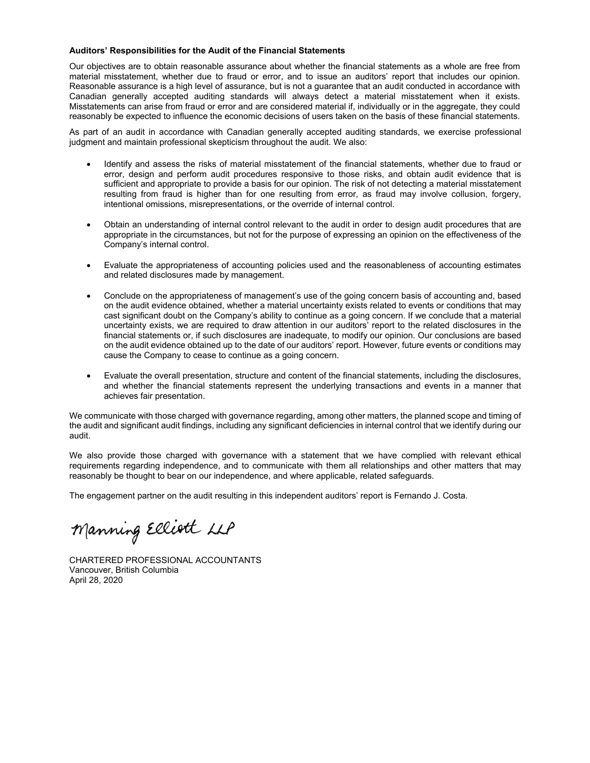**Auditors' Responsibilities for the Audit of the Financial Statements**

Our objectives are to obtain reasonable assurance about whether the financial statements as a whole are free from material misstatement, whether due to fraud or error, and to issue an auditors' report that includes our opinion. Reasonable assurance is a high level of assurance, but is not a guarantee that an audit conducted in accordance with Canadian generally accepted auditing standards will always detect a material misstatement when it exists. Misstatements can arise from fraud or error and are considered material if, individually or in the aggregate, they could reasonably be expected to influence the economic decisions of users taken on the basis of these financial statements.

As part of an audit in accordance with Canadian generally accepted auditing standards, we exercise professional judgment and maintain professional skepticism throughout the audit. We also:

- Identify and assess the risks of material misstatement of the financial statements, whether due to fraud or error, design and perform audit procedures responsive to those risks, and obtain audit evidence that is sufficient and appropriate to provide a basis for our opinion. The risk of not detecting a material misstatement resulting from fraud is higher than for one resulting from error, as fraud may involve collusion, forgery, intentional omissions, misrepresentations, or the override of internal control.

- Obtain an understanding of internal control relevant to the audit in order to design audit procedures that are appropriate in the circumstances, but not for the purpose of expressing an opinion on the effectiveness of the Company's internal control.

- Evaluate the appropriateness of accounting policies used and the reasonableness of accounting estimates and related disclosures made by management.

- Conclude on the appropriateness of management's use of the going concern basis of accounting and, based on the audit evidence obtained, whether a material uncertainty exists related to events or conditions that may cast significant doubt on the Company's ability to continue as a going concern. If we conclude that a material uncertainty exists, we are required to draw attention in our auditors' report to the related disclosures in the financial statements or, if such disclosures are inadequate, to modify our opinion. Our conclusions are based on the audit evidence obtained up to the date of our auditors' report. However, future events or conditions may cause the Company to cease to continue as a going concern.

- Evaluate the overall presentation, structure and content of the financial statements, including the disclosures, and whether the financial statements represent the underlying transactions and events in a manner that achieves fair presentation.

We communicate with those charged with governance regarding, among other matters, the planned scope and timing of the audit and significant audit findings, including any significant deficiencies in internal control that we identify during our audit.

We also provide those charged with governance with a statement that we have complied with relevant ethical requirements regarding independence, and to communicate with them all relationships and other matters that may reasonably be thought to bear on our independence, and where applicable, related safeguards.

The engagement partner on the audit resulting in this independent auditors' report is Fernando J. Costa.

Manning Elliott LLP

CHARTERED PROFESSIONAL ACCOUNTANTS
Vancouver, British Columbia
April 28, 2020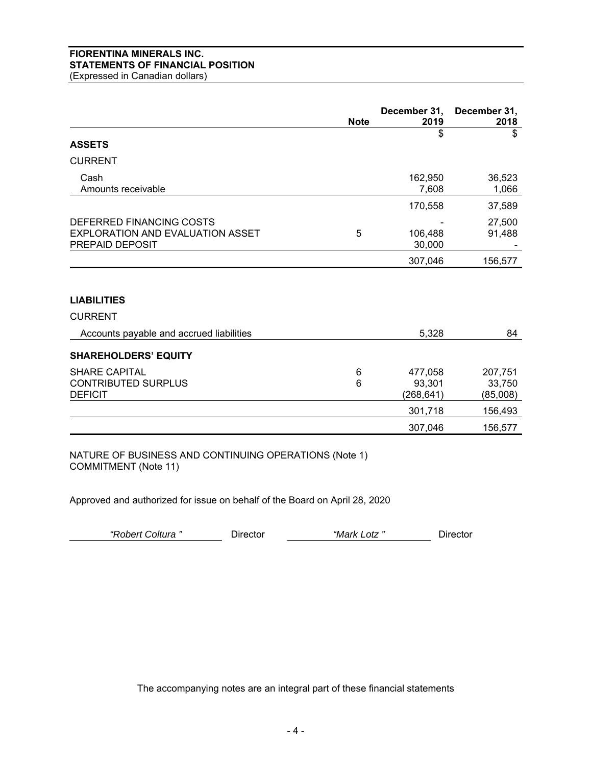**FIORENTINA MINERALS INC.**
**STATEMENTS OF FINANCIAL POSITION**
(Expressed in Canadian dollars)

| | Note | December 31, 2019 | December 31, 2018 |
|---|---|---|---|
| | | $ | $ |
| **ASSETS** | | | |
| CURRENT | | | |
| Cash | | 162,950 | 36,523 |
| Amounts receivable | | 7,608 | 1,066 |
| | | 170,558 | 37,589 |
| DEFERRED FINANCING COSTS | | - | 27,500 |
| EXPLORATION AND EVALUATION ASSET | 5 | 106,488 | 91,488 |
| PREPAID DEPOSIT | | 30,000 | - |
| | | 307,046 | 156,577 |
| **LIABILITIES** | | | |
| CURRENT | | | |
| Accounts payable and accrued liabilities | | 5,328 | 84 |
| **SHAREHOLDERS' EQUITY** | | | |
| SHARE CAPITAL | 6 | 477,058 | 207,751 |
| CONTRIBUTED SURPLUS | 6 | 93,301 | 33,750 |
| DEFICIT | | (268,641) | (85,008) |
| | | 301,718 | 156,493 |
| | | 307,046 | 156,577 |

NATURE OF BUSINESS AND CONTINUING OPERATIONS (Note 1)
COMMITMENT (Note 11)

Approved and authorized for issue on behalf of the Board on April 28, 2020

*"Robert Coltura "* Director *"Mark Lotz "* Director

The accompanying notes are an integral part of these financial statements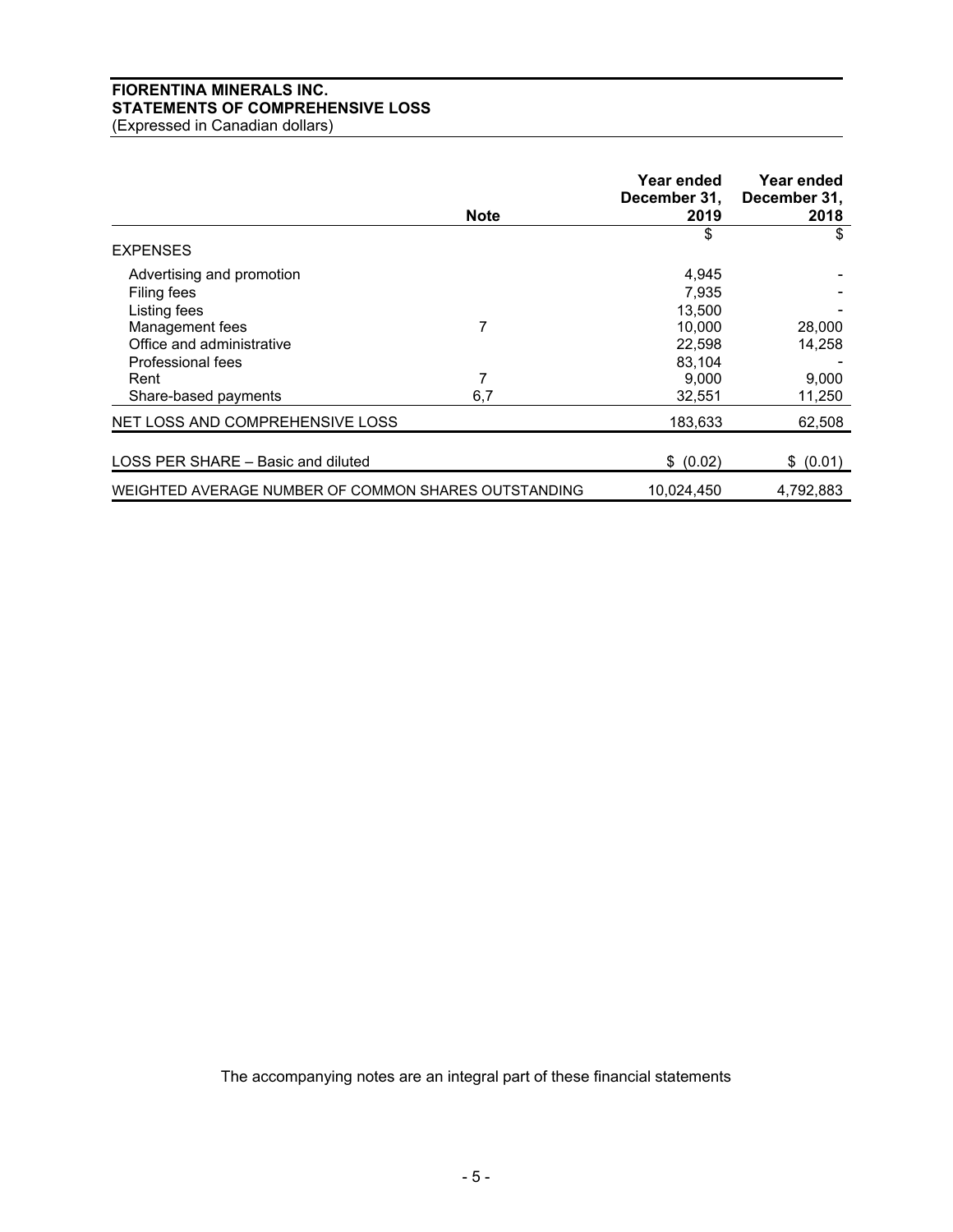**FIORENTINA MINERALS INC.**
**STATEMENTS OF COMPREHENSIVE LOSS**
(Expressed in Canadian dollars)

| | Note | Year ended December 31, 2019 | Year ended December 31, 2018 |
|---|---|---|---|
| | | $ | $ |
| EXPENSES | | | |
| Advertising and promotion | | 4,945 | - |
| Filing fees | | 7,935 | - |
| Listing fees | | 13,500 | - |
| Management fees | 7 | 10,000 | 28,000 |
| Office and administrative | | 22,598 | 14,258 |
| Professional fees | | 83,104 | - |
| Rent | 7 | 9,000 | 9,000 |
| Share-based payments | 6,7 | 32,551 | 11,250 |
| NET LOSS AND COMPREHENSIVE LOSS | | 183,633 | 62,508 |
| LOSS PER SHARE – Basic and diluted | | $ (0.02) | $ (0.01) |
| WEIGHTED AVERAGE NUMBER OF COMMON SHARES OUTSTANDING | | 10,024,450 | 4,792,883 |

The accompanying notes are an integral part of these financial statements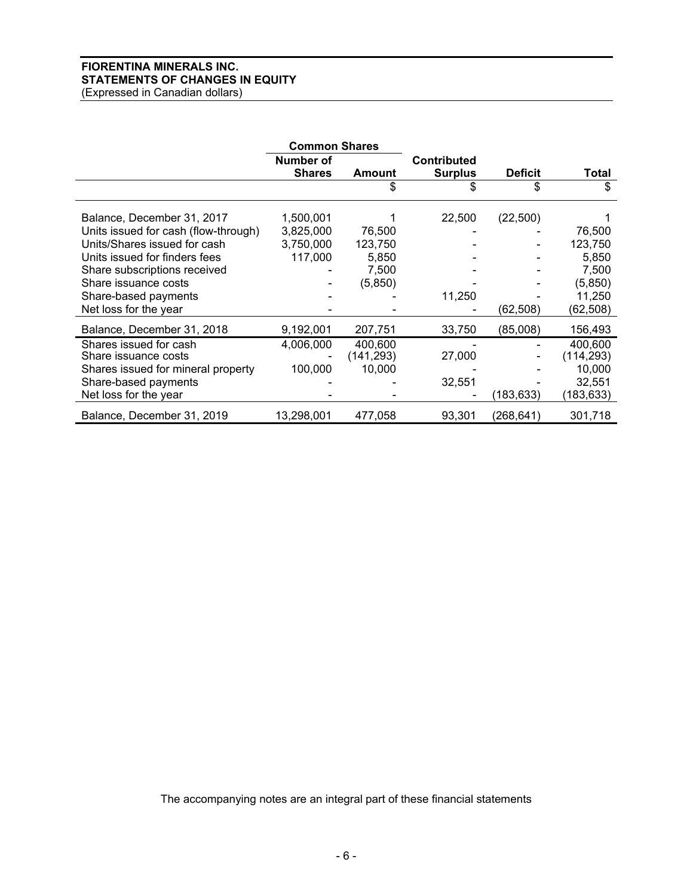**FIORENTINA MINERALS INC.**
**STATEMENTS OF CHANGES IN EQUITY**
(Expressed in Canadian dollars)

| | Common Shares | | | | |
|---|---|---|---|---|---|
| | Number of Shares | Amount | Contributed Surplus | Deficit | Total |
| | | $ | $ | $ | $ |
| Balance, December 31, 2017 | 1,500,001 | 1 | 22,500 | (22,500) | 1 |
| Units issued for cash (flow-through) | 3,825,000 | 76,500 | - | - | 76,500 |
| Units/Shares issued for cash | 3,750,000 | 123,750 | - | - | 123,750 |
| Units issued for finders fees | 117,000 | 5,850 | - | - | 5,850 |
| Share subscriptions received | - | 7,500 | - | - | 7,500 |
| Share issuance costs | - | (5,850) | - | - | (5,850) |
| Share-based payments | - | - | 11,250 | - | 11,250 |
| Net loss for the year | - | - | - | (62,508) | (62,508) |
| Balance, December 31, 2018 | 9,192,001 | 207,751 | 33,750 | (85,008) | 156,493 |
| Shares issued for cash | 4,006,000 | 400,600 | - | - | 400,600 |
| Share issuance costs | - | (141,293) | 27,000 | - | (114,293) |
| Shares issued for mineral property | 100,000 | 10,000 | - | - | 10,000 |
| Share-based payments | - | - | 32,551 | - | 32,551 |
| Net loss for the year | - | - | - | (183,633) | (183,633) |
| Balance, December 31, 2019 | 13,298,001 | 477,058 | 93,301 | (268,641) | 301,718 |

The accompanying notes are an integral part of these financial statements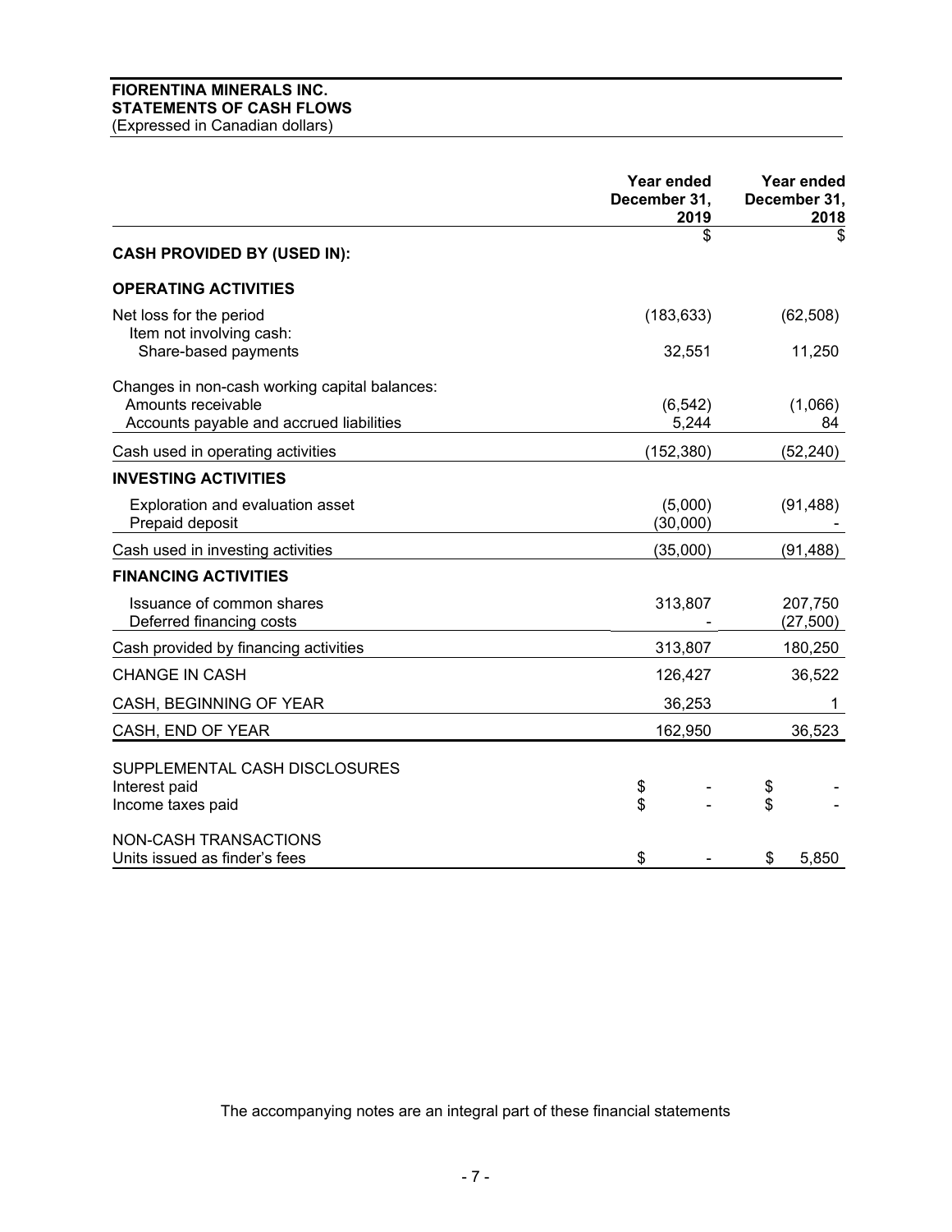**FIORENTINA MINERALS INC.**
**STATEMENTS OF CASH FLOWS**
(Expressed in Canadian dollars)

| | Year ended December 31, 2019 | Year ended December 31, 2018 |
|---|---|---|
| | $ | $ |
| **CASH PROVIDED BY (USED IN):** | | |
| **OPERATING ACTIVITIES** | | |
| Net loss for the period | (183,633) | (62,508) |
| Item not involving cash: | | |
| Share-based payments | 32,551 | 11,250 |
| Changes in non-cash working capital balances: | | |
| Amounts receivable | (6,542) | (1,066) |
| Accounts payable and accrued liabilities | 5,244 | 84 |
| Cash used in operating activities | (152,380) | (52,240) |
| **INVESTING ACTIVITIES** | | |
| Exploration and evaluation asset | (5,000) | (91,488) |
| Prepaid deposit | (30,000) | - |
| Cash used in investing activities | (35,000) | (91,488) |
| **FINANCING ACTIVITIES** | | |
| Issuance of common shares | 313,807 | 207,750 |
| Deferred financing costs | - | (27,500) |
| Cash provided by financing activities | 313,807 | 180,250 |
| CHANGE IN CASH | 126,427 | 36,522 |
| CASH, BEGINNING OF YEAR | 36,253 | 1 |
| CASH, END OF YEAR | 162,950 | 36,523 |
| SUPPLEMENTAL CASH DISCLOSURES | | |
| Interest paid | $ - | $ - |
| Income taxes paid | $ - | $ - |
| NON-CASH TRANSACTIONS | | |
| Units issued as finder's fees | $ - | $ 5,850 |

The accompanying notes are an integral part of these financial statements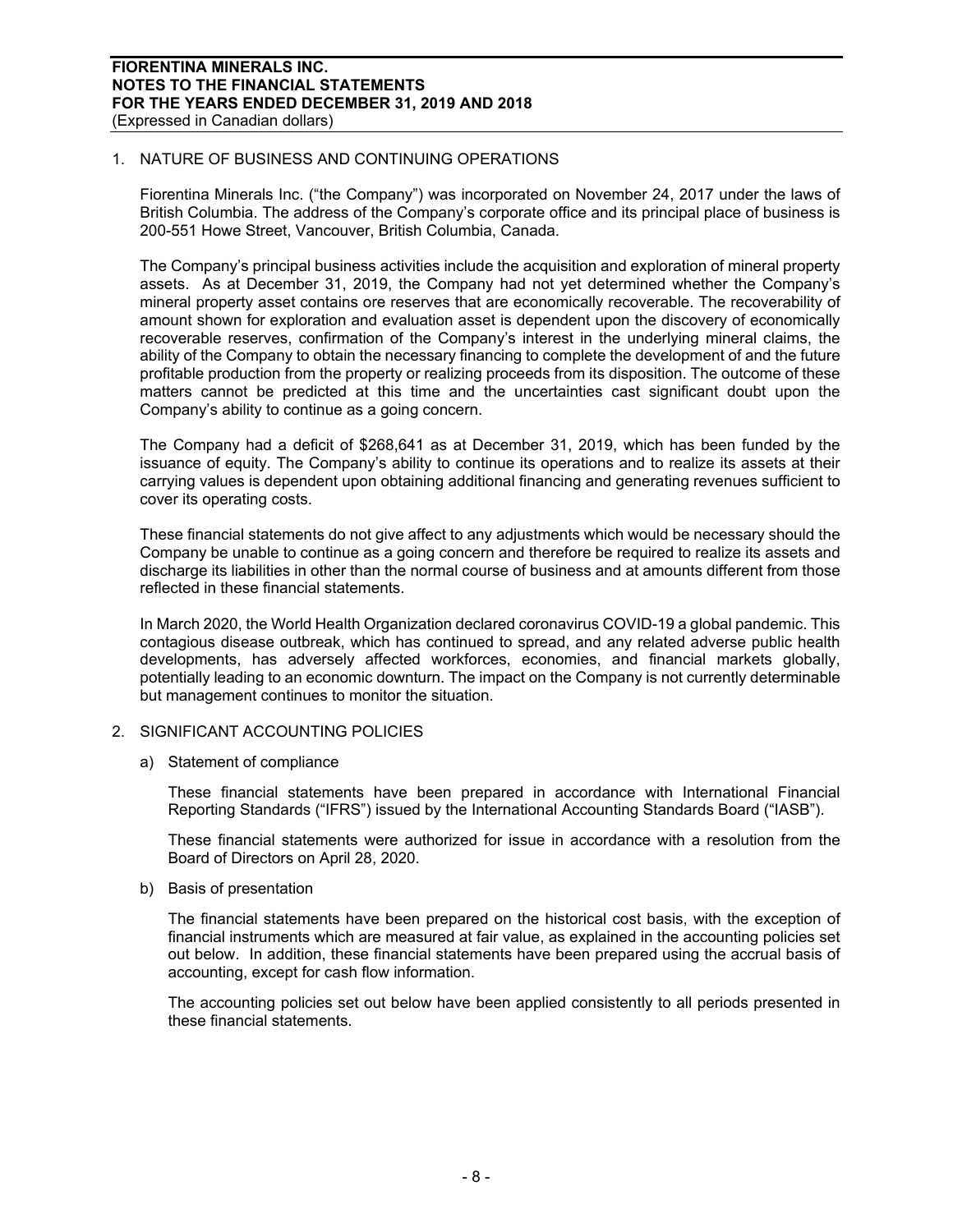## 1. NATURE OF BUSINESS AND CONTINUING OPERATIONS

Fiorentina Minerals Inc. ("the Company") was incorporated on November 24, 2017 under the laws of British Columbia. The address of the Company's corporate office and its principal place of business is 200-551 Howe Street, Vancouver, British Columbia, Canada.

The Company's principal business activities include the acquisition and exploration of mineral property assets. As at December 31, 2019, the Company had not yet determined whether the Company's mineral property asset contains ore reserves that are economically recoverable. The recoverability of amount shown for exploration and evaluation asset is dependent upon the discovery of economically recoverable reserves, confirmation of the Company's interest in the underlying mineral claims, the ability of the Company to obtain the necessary financing to complete the development of and the future profitable production from the property or realizing proceeds from its disposition. The outcome of these matters cannot be predicted at this time and the uncertainties cast significant doubt upon the Company's ability to continue as a going concern.

The Company had a deficit of $268,641 as at December 31, 2019, which has been funded by the issuance of equity. The Company's ability to continue its operations and to realize its assets at their carrying values is dependent upon obtaining additional financing and generating revenues sufficient to cover its operating costs.

These financial statements do not give affect to any adjustments which would be necessary should the Company be unable to continue as a going concern and therefore be required to realize its assets and discharge its liabilities in other than the normal course of business and at amounts different from those reflected in these financial statements.

In March 2020, the World Health Organization declared coronavirus COVID-19 a global pandemic. This contagious disease outbreak, which has continued to spread, and any related adverse public health developments, has adversely affected workforces, economies, and financial markets globally, potentially leading to an economic downturn. The impact on the Company is not currently determinable but management continues to monitor the situation.

## 2. SIGNIFICANT ACCOUNTING POLICIES

### a) Statement of compliance

These financial statements have been prepared in accordance with International Financial Reporting Standards ("IFRS") issued by the International Accounting Standards Board ("IASB").

These financial statements were authorized for issue in accordance with a resolution from the Board of Directors on April 28, 2020.

### b) Basis of presentation

The financial statements have been prepared on the historical cost basis, with the exception of financial instruments which are measured at fair value, as explained in the accounting policies set out below. In addition, these financial statements have been prepared using the accrual basis of accounting, except for cash flow information.

The accounting policies set out below have been applied consistently to all periods presented in these financial statements.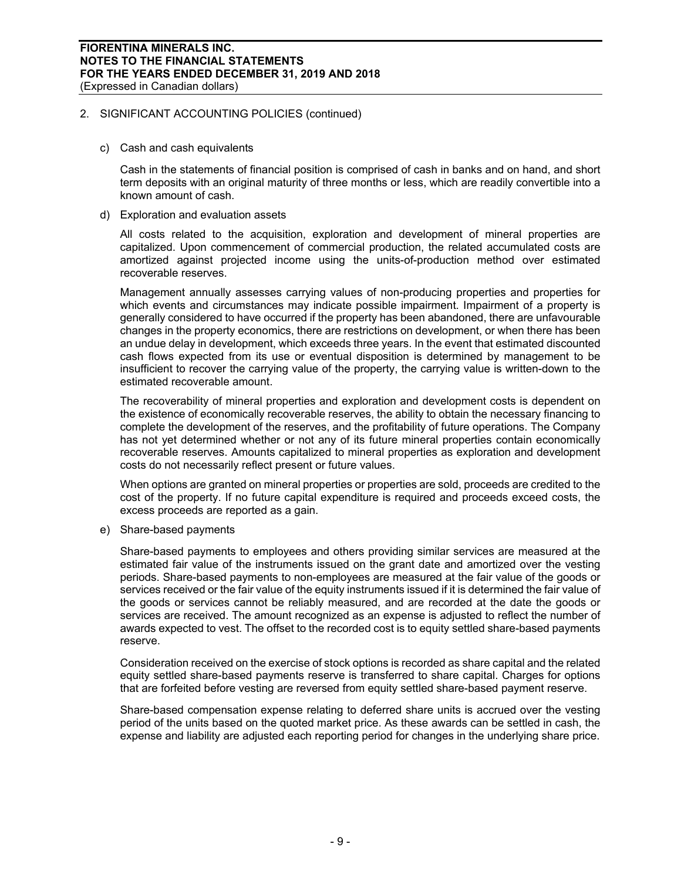## 2. SIGNIFICANT ACCOUNTING POLICIES (continued)

### c) Cash and cash equivalents

Cash in the statements of financial position is comprised of cash in banks and on hand, and short term deposits with an original maturity of three months or less, which are readily convertible into a known amount of cash.

### d) Exploration and evaluation assets

All costs related to the acquisition, exploration and development of mineral properties are capitalized. Upon commencement of commercial production, the related accumulated costs are amortized against projected income using the units-of-production method over estimated recoverable reserves.

Management annually assesses carrying values of non-producing properties and properties for which events and circumstances may indicate possible impairment. Impairment of a property is generally considered to have occurred if the property has been abandoned, there are unfavourable changes in the property economics, there are restrictions on development, or when there has been an undue delay in development, which exceeds three years. In the event that estimated discounted cash flows expected from its use or eventual disposition is determined by management to be insufficient to recover the carrying value of the property, the carrying value is written-down to the estimated recoverable amount.

The recoverability of mineral properties and exploration and development costs is dependent on the existence of economically recoverable reserves, the ability to obtain the necessary financing to complete the development of the reserves, and the profitability of future operations. The Company has not yet determined whether or not any of its future mineral properties contain economically recoverable reserves. Amounts capitalized to mineral properties as exploration and development costs do not necessarily reflect present or future values.

When options are granted on mineral properties or properties are sold, proceeds are credited to the cost of the property. If no future capital expenditure is required and proceeds exceed costs, the excess proceeds are reported as a gain.

### e) Share-based payments

Share-based payments to employees and others providing similar services are measured at the estimated fair value of the instruments issued on the grant date and amortized over the vesting periods. Share-based payments to non-employees are measured at the fair value of the goods or services received or the fair value of the equity instruments issued if it is determined the fair value of the goods or services cannot be reliably measured, and are recorded at the date the goods or services are received. The amount recognized as an expense is adjusted to reflect the number of awards expected to vest. The offset to the recorded cost is to equity settled share-based payments reserve.

Consideration received on the exercise of stock options is recorded as share capital and the related equity settled share-based payments reserve is transferred to share capital. Charges for options that are forfeited before vesting are reversed from equity settled share-based payment reserve.

Share-based compensation expense relating to deferred share units is accrued over the vesting period of the units based on the quoted market price. As these awards can be settled in cash, the expense and liability are adjusted each reporting period for changes in the underlying share price.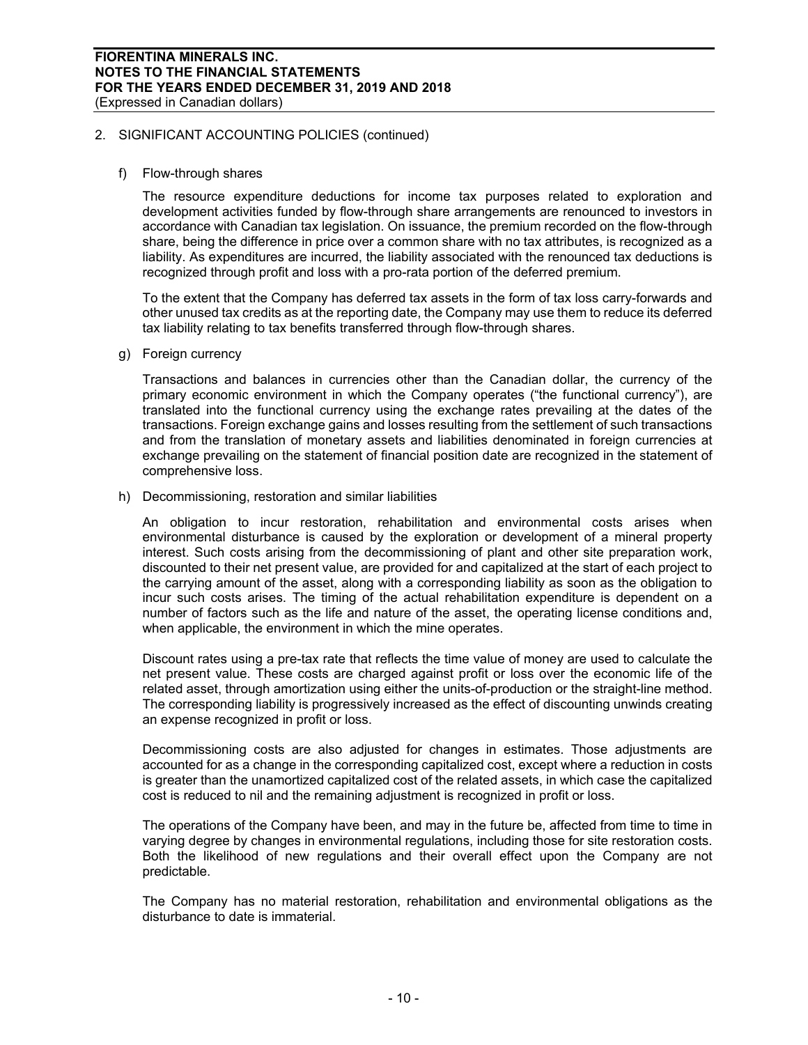## 2. SIGNIFICANT ACCOUNTING POLICIES (continued)

### f) Flow-through shares

The resource expenditure deductions for income tax purposes related to exploration and development activities funded by flow-through share arrangements are renounced to investors in accordance with Canadian tax legislation. On issuance, the premium recorded on the flow-through share, being the difference in price over a common share with no tax attributes, is recognized as a liability. As expenditures are incurred, the liability associated with the renounced tax deductions is recognized through profit and loss with a pro-rata portion of the deferred premium.

To the extent that the Company has deferred tax assets in the form of tax loss carry-forwards and other unused tax credits as at the reporting date, the Company may use them to reduce its deferred tax liability relating to tax benefits transferred through flow-through shares.

### g) Foreign currency

Transactions and balances in currencies other than the Canadian dollar, the currency of the primary economic environment in which the Company operates ("the functional currency"), are translated into the functional currency using the exchange rates prevailing at the dates of the transactions. Foreign exchange gains and losses resulting from the settlement of such transactions and from the translation of monetary assets and liabilities denominated in foreign currencies at exchange prevailing on the statement of financial position date are recognized in the statement of comprehensive loss.

### h) Decommissioning, restoration and similar liabilities

An obligation to incur restoration, rehabilitation and environmental costs arises when environmental disturbance is caused by the exploration or development of a mineral property interest. Such costs arising from the decommissioning of plant and other site preparation work, discounted to their net present value, are provided for and capitalized at the start of each project to the carrying amount of the asset, along with a corresponding liability as soon as the obligation to incur such costs arises. The timing of the actual rehabilitation expenditure is dependent on a number of factors such as the life and nature of the asset, the operating license conditions and, when applicable, the environment in which the mine operates.

Discount rates using a pre-tax rate that reflects the time value of money are used to calculate the net present value. These costs are charged against profit or loss over the economic life of the related asset, through amortization using either the units-of-production or the straight-line method. The corresponding liability is progressively increased as the effect of discounting unwinds creating an expense recognized in profit or loss.

Decommissioning costs are also adjusted for changes in estimates. Those adjustments are accounted for as a change in the corresponding capitalized cost, except where a reduction in costs is greater than the unamortized capitalized cost of the related assets, in which case the capitalized cost is reduced to nil and the remaining adjustment is recognized in profit or loss.

The operations of the Company have been, and may in the future be, affected from time to time in varying degree by changes in environmental regulations, including those for site restoration costs. Both the likelihood of new regulations and their overall effect upon the Company are not predictable.

The Company has no material restoration, rehabilitation and environmental obligations as the disturbance to date is immaterial.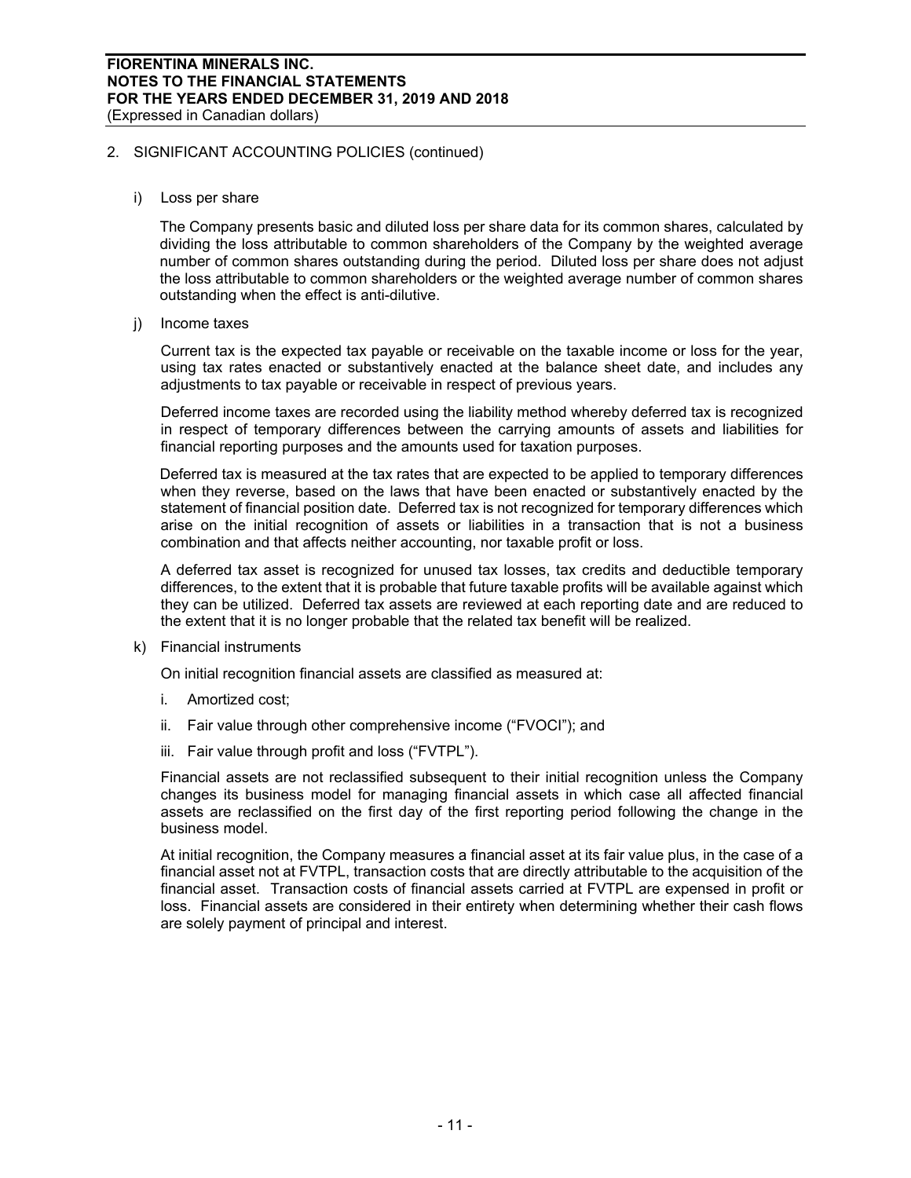## 2. SIGNIFICANT ACCOUNTING POLICIES (continued)

### i) Loss per share

The Company presents basic and diluted loss per share data for its common shares, calculated by dividing the loss attributable to common shareholders of the Company by the weighted average number of common shares outstanding during the period. Diluted loss per share does not adjust the loss attributable to common shareholders or the weighted average number of common shares outstanding when the effect is anti-dilutive.

### j) Income taxes

Current tax is the expected tax payable or receivable on the taxable income or loss for the year, using tax rates enacted or substantively enacted at the balance sheet date, and includes any adjustments to tax payable or receivable in respect of previous years.

Deferred income taxes are recorded using the liability method whereby deferred tax is recognized in respect of temporary differences between the carrying amounts of assets and liabilities for financial reporting purposes and the amounts used for taxation purposes.

Deferred tax is measured at the tax rates that are expected to be applied to temporary differences when they reverse, based on the laws that have been enacted or substantively enacted by the statement of financial position date. Deferred tax is not recognized for temporary differences which arise on the initial recognition of assets or liabilities in a transaction that is not a business combination and that affects neither accounting, nor taxable profit or loss.

A deferred tax asset is recognized for unused tax losses, tax credits and deductible temporary differences, to the extent that it is probable that future taxable profits will be available against which they can be utilized. Deferred tax assets are reviewed at each reporting date and are reduced to the extent that it is no longer probable that the related tax benefit will be realized.

### k) Financial instruments

On initial recognition financial assets are classified as measured at:

i. Amortized cost;

ii. Fair value through other comprehensive income ("FVOCI"); and

iii. Fair value through profit and loss ("FVTPL").

Financial assets are not reclassified subsequent to their initial recognition unless the Company changes its business model for managing financial assets in which case all affected financial assets are reclassified on the first day of the first reporting period following the change in the business model.

At initial recognition, the Company measures a financial asset at its fair value plus, in the case of a financial asset not at FVTPL, transaction costs that are directly attributable to the acquisition of the financial asset. Transaction costs of financial assets carried at FVTPL are expensed in profit or loss. Financial assets are considered in their entirety when determining whether their cash flows are solely payment of principal and interest.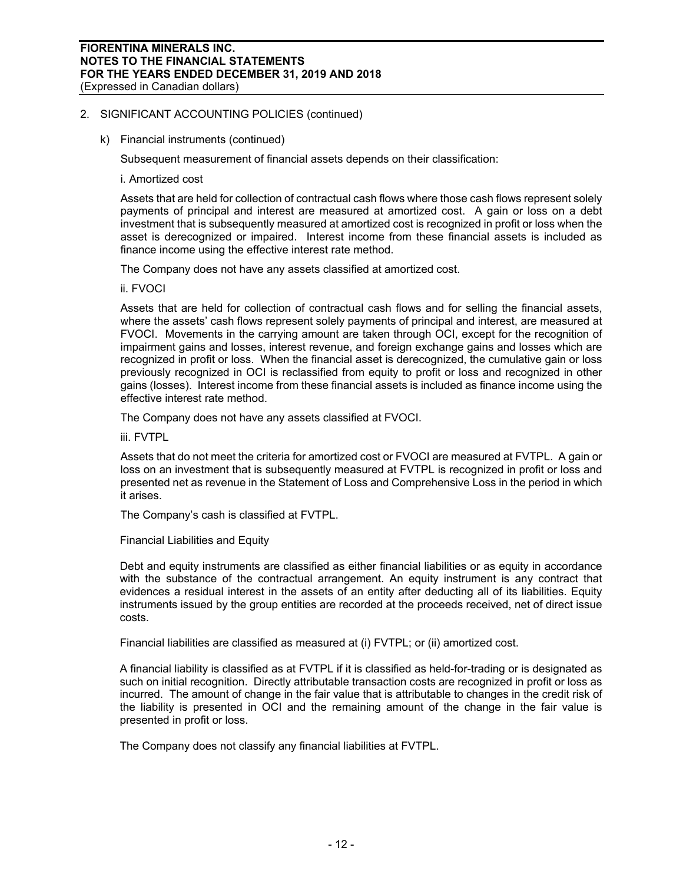## 2. SIGNIFICANT ACCOUNTING POLICIES (continued)

### k) Financial instruments (continued)

Subsequent measurement of financial assets depends on their classification:

i. Amortized cost

Assets that are held for collection of contractual cash flows where those cash flows represent solely payments of principal and interest are measured at amortized cost. A gain or loss on a debt investment that is subsequently measured at amortized cost is recognized in profit or loss when the asset is derecognized or impaired. Interest income from these financial assets is included as finance income using the effective interest rate method.

The Company does not have any assets classified at amortized cost.

ii. FVOCI

Assets that are held for collection of contractual cash flows and for selling the financial assets, where the assets' cash flows represent solely payments of principal and interest, are measured at FVOCI. Movements in the carrying amount are taken through OCI, except for the recognition of impairment gains and losses, interest revenue, and foreign exchange gains and losses which are recognized in profit or loss. When the financial asset is derecognized, the cumulative gain or loss previously recognized in OCI is reclassified from equity to profit or loss and recognized in other gains (losses). Interest income from these financial assets is included as finance income using the effective interest rate method.

The Company does not have any assets classified at FVOCI.

iii. FVTPL

Assets that do not meet the criteria for amortized cost or FVOCI are measured at FVTPL. A gain or loss on an investment that is subsequently measured at FVTPL is recognized in profit or loss and presented net as revenue in the Statement of Loss and Comprehensive Loss in the period in which it arises.

The Company's cash is classified at FVTPL.

Financial Liabilities and Equity

Debt and equity instruments are classified as either financial liabilities or as equity in accordance with the substance of the contractual arrangement. An equity instrument is any contract that evidences a residual interest in the assets of an entity after deducting all of its liabilities. Equity instruments issued by the group entities are recorded at the proceeds received, net of direct issue costs.

Financial liabilities are classified as measured at (i) FVTPL; or (ii) amortized cost.

A financial liability is classified as at FVTPL if it is classified as held-for-trading or is designated as such on initial recognition. Directly attributable transaction costs are recognized in profit or loss as incurred. The amount of change in the fair value that is attributable to changes in the credit risk of the liability is presented in OCI and the remaining amount of the change in the fair value is presented in profit or loss.

The Company does not classify any financial liabilities at FVTPL.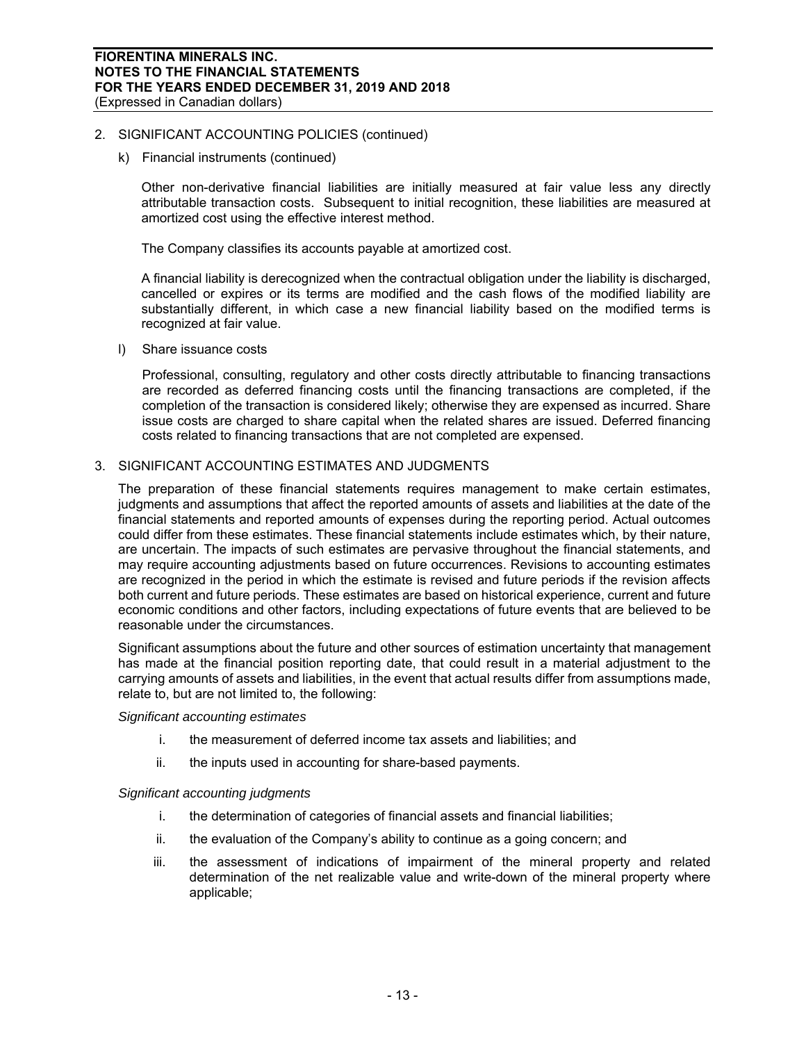## 2. SIGNIFICANT ACCOUNTING POLICIES (continued)

### k) Financial instruments (continued)

Other non-derivative financial liabilities are initially measured at fair value less any directly attributable transaction costs. Subsequent to initial recognition, these liabilities are measured at amortized cost using the effective interest method.

The Company classifies its accounts payable at amortized cost.

A financial liability is derecognized when the contractual obligation under the liability is discharged, cancelled or expires or its terms are modified and the cash flows of the modified liability are substantially different, in which case a new financial liability based on the modified terms is recognized at fair value.

### l) Share issuance costs

Professional, consulting, regulatory and other costs directly attributable to financing transactions are recorded as deferred financing costs until the financing transactions are completed, if the completion of the transaction is considered likely; otherwise they are expensed as incurred. Share issue costs are charged to share capital when the related shares are issued. Deferred financing costs related to financing transactions that are not completed are expensed.

## 3. SIGNIFICANT ACCOUNTING ESTIMATES AND JUDGMENTS

The preparation of these financial statements requires management to make certain estimates, judgments and assumptions that affect the reported amounts of assets and liabilities at the date of the financial statements and reported amounts of expenses during the reporting period. Actual outcomes could differ from these estimates. These financial statements include estimates which, by their nature, are uncertain. The impacts of such estimates are pervasive throughout the financial statements, and may require accounting adjustments based on future occurrences. Revisions to accounting estimates are recognized in the period in which the estimate is revised and future periods if the revision affects both current and future periods. These estimates are based on historical experience, current and future economic conditions and other factors, including expectations of future events that are believed to be reasonable under the circumstances.

Significant assumptions about the future and other sources of estimation uncertainty that management has made at the financial position reporting date, that could result in a material adjustment to the carrying amounts of assets and liabilities, in the event that actual results differ from assumptions made, relate to, but are not limited to, the following:

*Significant accounting estimates*

i. the measurement of deferred income tax assets and liabilities; and

ii. the inputs used in accounting for share-based payments.

*Significant accounting judgments*

i. the determination of categories of financial assets and financial liabilities;

ii. the evaluation of the Company's ability to continue as a going concern; and

iii. the assessment of indications of impairment of the mineral property and related determination of the net realizable value and write-down of the mineral property where applicable;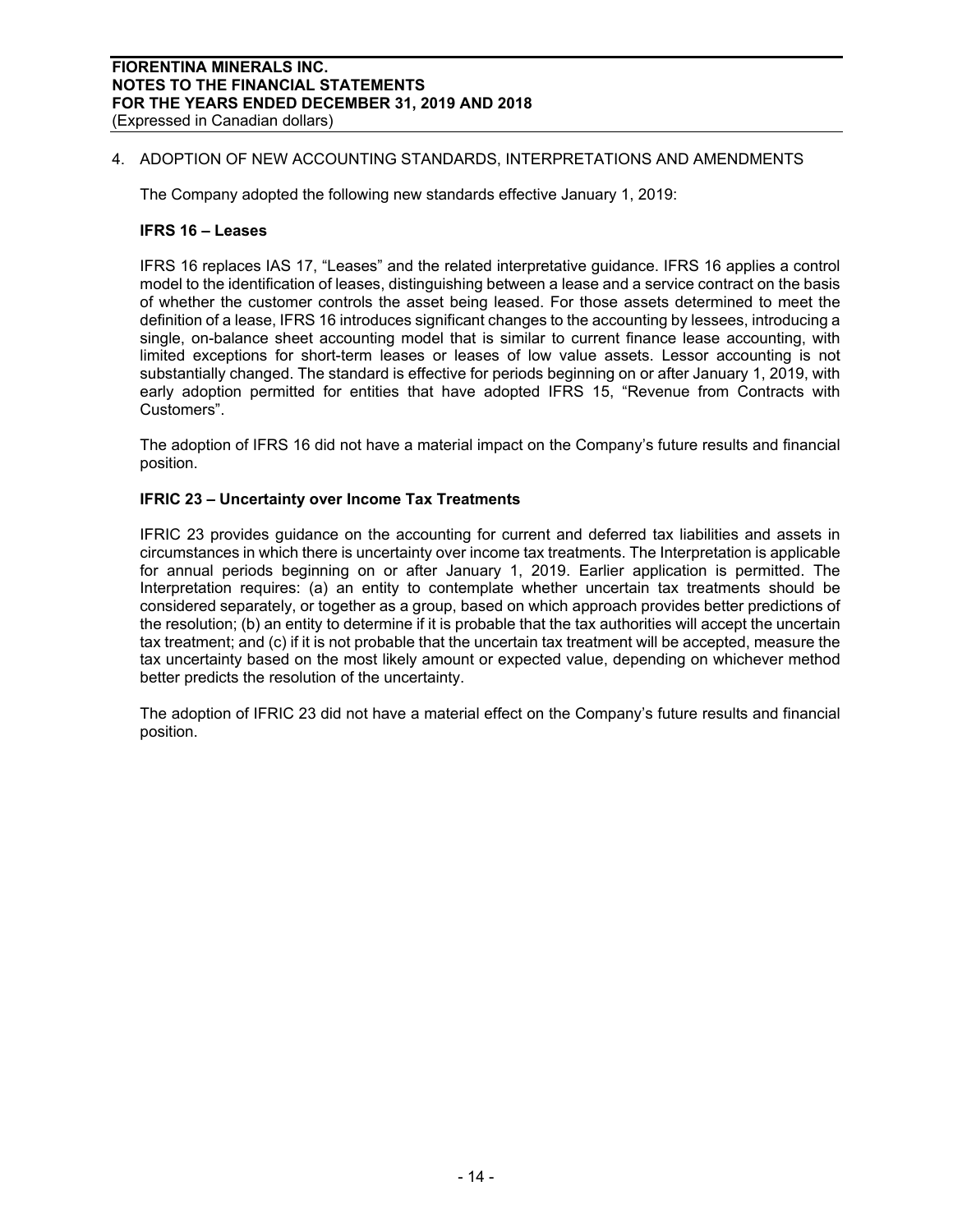## 4. ADOPTION OF NEW ACCOUNTING STANDARDS, INTERPRETATIONS AND AMENDMENTS

The Company adopted the following new standards effective January 1, 2019:

### IFRS 16 – Leases

IFRS 16 replaces IAS 17, "Leases" and the related interpretative guidance. IFRS 16 applies a control model to the identification of leases, distinguishing between a lease and a service contract on the basis of whether the customer controls the asset being leased. For those assets determined to meet the definition of a lease, IFRS 16 introduces significant changes to the accounting by lessees, introducing a single, on-balance sheet accounting model that is similar to current finance lease accounting, with limited exceptions for short-term leases or leases of low value assets. Lessor accounting is not substantially changed. The standard is effective for periods beginning on or after January 1, 2019, with early adoption permitted for entities that have adopted IFRS 15, "Revenue from Contracts with Customers".

The adoption of IFRS 16 did not have a material impact on the Company's future results and financial position.

### IFRIC 23 – Uncertainty over Income Tax Treatments

IFRIC 23 provides guidance on the accounting for current and deferred tax liabilities and assets in circumstances in which there is uncertainty over income tax treatments. The Interpretation is applicable for annual periods beginning on or after January 1, 2019. Earlier application is permitted. The Interpretation requires: (a) an entity to contemplate whether uncertain tax treatments should be considered separately, or together as a group, based on which approach provides better predictions of the resolution; (b) an entity to determine if it is probable that the tax authorities will accept the uncertain tax treatment; and (c) if it is not probable that the uncertain tax treatment will be accepted, measure the tax uncertainty based on the most likely amount or expected value, depending on whichever method better predicts the resolution of the uncertainty.

The adoption of IFRIC 23 did not have a material effect on the Company's future results and financial position.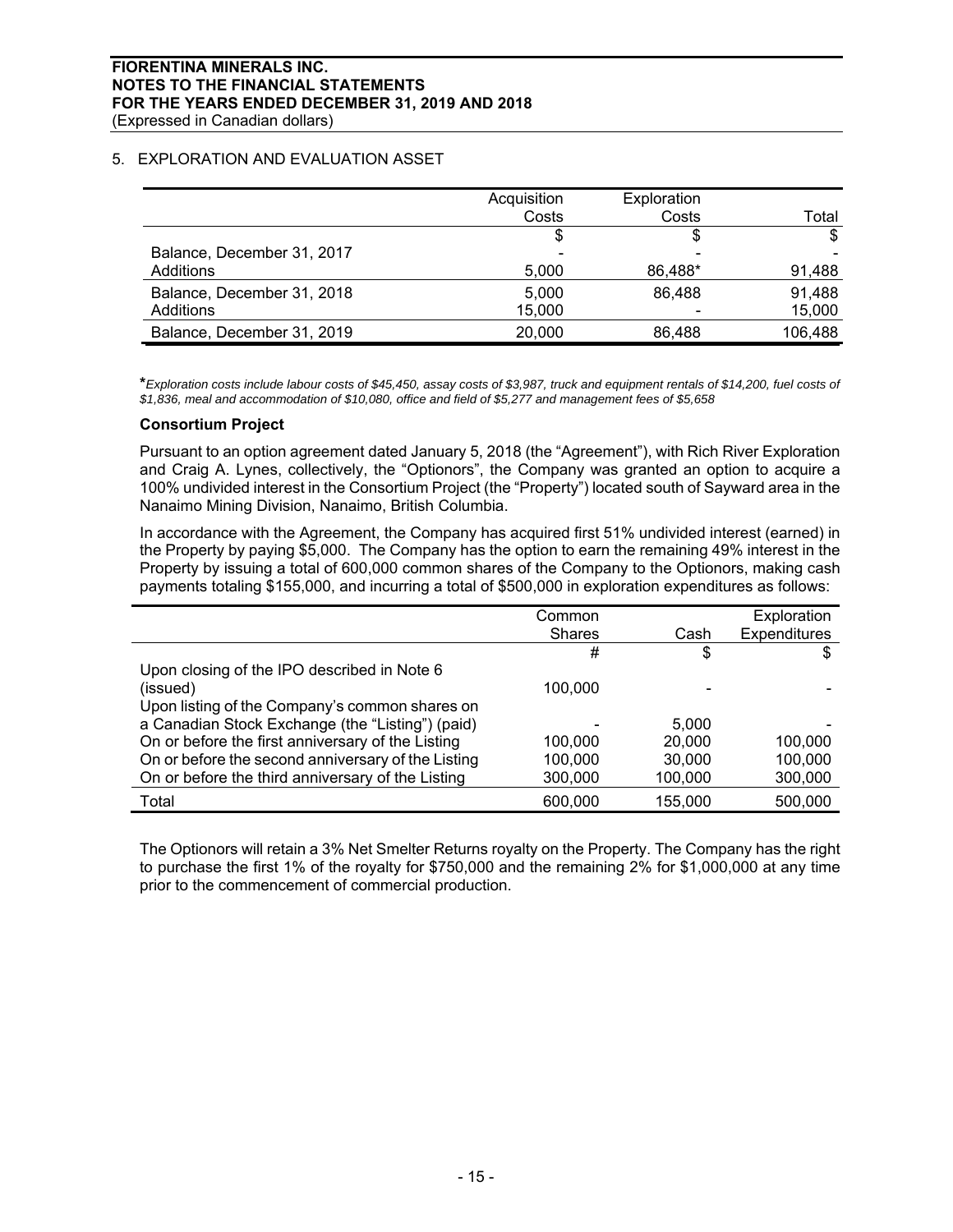## 5. EXPLORATION AND EVALUATION ASSET

| | Acquisition Costs | Exploration Costs | Total |
|---|---|---|---|
| | $ | $ | $ |
| Balance, December 31, 2017 | - | - | - |
| Additions | 5,000 | 86,488* | 91,488 |
| Balance, December 31, 2018 | 5,000 | 86,488 | 91,488 |
| Additions | 15,000 | - | 15,000 |
| Balance, December 31, 2019 | 20,000 | 86,488 | 106,488 |

**\***_Exploration costs include labour costs of $45,450, assay costs of $3,987, truck and equipment rentals of $14,200, fuel costs of $1,836, meal and accommodation of $10,080, office and field of $5,277 and management fees of $5,658_

### Consortium Project

Pursuant to an option agreement dated January 5, 2018 (the "Agreement"), with Rich River Exploration and Craig A. Lynes, collectively, the "Optionors", the Company was granted an option to acquire a 100% undivided interest in the Consortium Project (the "Property") located south of Sayward area in the Nanaimo Mining Division, Nanaimo, British Columbia.

In accordance with the Agreement, the Company has acquired first 51% undivided interest (earned) in the Property by paying $5,000. The Company has the option to earn the remaining 49% interest in the Property by issuing a total of 600,000 common shares of the Company to the Optionors, making cash payments totaling $155,000, and incurring a total of $500,000 in exploration expenditures as follows:

| | Common Shares | Cash | Exploration Expenditures |
|---|---|---|---|
| | # | $ | $ |
| Upon closing of the IPO described in Note 6 (issued) | 100,000 | - | - |
| Upon listing of the Company's common shares on a Canadian Stock Exchange (the "Listing") (paid) | - | 5,000 | - |
| On or before the first anniversary of the Listing | 100,000 | 20,000 | 100,000 |
| On or before the second anniversary of the Listing | 100,000 | 30,000 | 100,000 |
| On or before the third anniversary of the Listing | 300,000 | 100,000 | 300,000 |
| Total | 600,000 | 155,000 | 500,000 |

The Optionors will retain a 3% Net Smelter Returns royalty on the Property. The Company has the right to purchase the first 1% of the royalty for $750,000 and the remaining 2% for $1,000,000 at any time prior to the commencement of commercial production.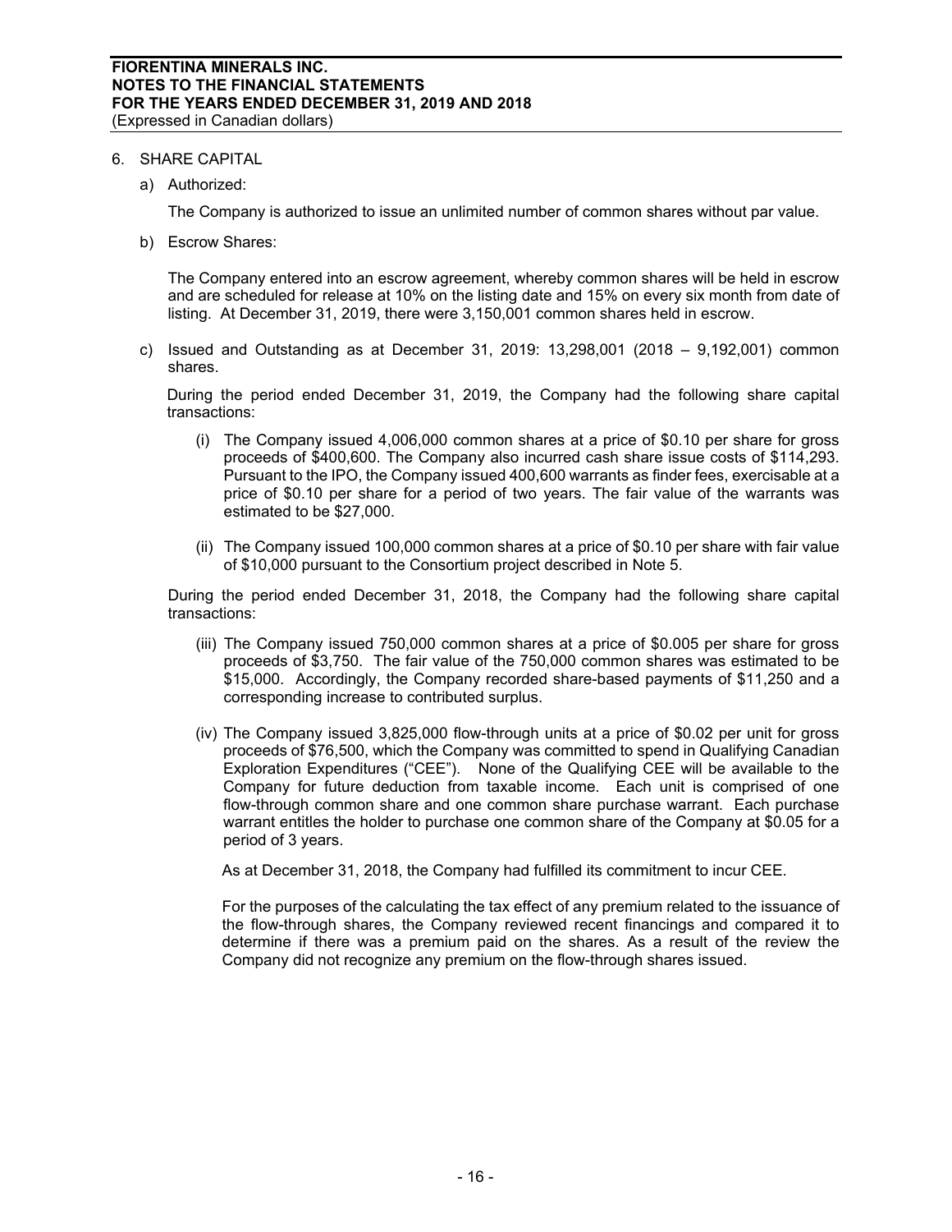## 6. SHARE CAPITAL

a) Authorized:

The Company is authorized to issue an unlimited number of common shares without par value.

b) Escrow Shares:

The Company entered into an escrow agreement, whereby common shares will be held in escrow and are scheduled for release at 10% on the listing date and 15% on every six month from date of listing. At December 31, 2019, there were 3,150,001 common shares held in escrow.

c) Issued and Outstanding as at December 31, 2019: 13,298,001 (2018 – 9,192,001) common shares.

During the period ended December 31, 2019, the Company had the following share capital transactions:

(i) The Company issued 4,006,000 common shares at a price of $0.10 per share for gross proceeds of $400,600. The Company also incurred cash share issue costs of $114,293. Pursuant to the IPO, the Company issued 400,600 warrants as finder fees, exercisable at a price of $0.10 per share for a period of two years. The fair value of the warrants was estimated to be $27,000.

(ii) The Company issued 100,000 common shares at a price of $0.10 per share with fair value of $10,000 pursuant to the Consortium project described in Note 5.

During the period ended December 31, 2018, the Company had the following share capital transactions:

(iii) The Company issued 750,000 common shares at a price of $0.005 per share for gross proceeds of $3,750. The fair value of the 750,000 common shares was estimated to be $15,000. Accordingly, the Company recorded share-based payments of $11,250 and a corresponding increase to contributed surplus.

(iv) The Company issued 3,825,000 flow-through units at a price of $0.02 per unit for gross proceeds of $76,500, which the Company was committed to spend in Qualifying Canadian Exploration Expenditures ("CEE"). None of the Qualifying CEE will be available to the Company for future deduction from taxable income. Each unit is comprised of one flow-through common share and one common share purchase warrant. Each purchase warrant entitles the holder to purchase one common share of the Company at $0.05 for a period of 3 years.

As at December 31, 2018, the Company had fulfilled its commitment to incur CEE.

For the purposes of the calculating the tax effect of any premium related to the issuance of the flow-through shares, the Company reviewed recent financings and compared it to determine if there was a premium paid on the shares. As a result of the review the Company did not recognize any premium on the flow-through shares issued.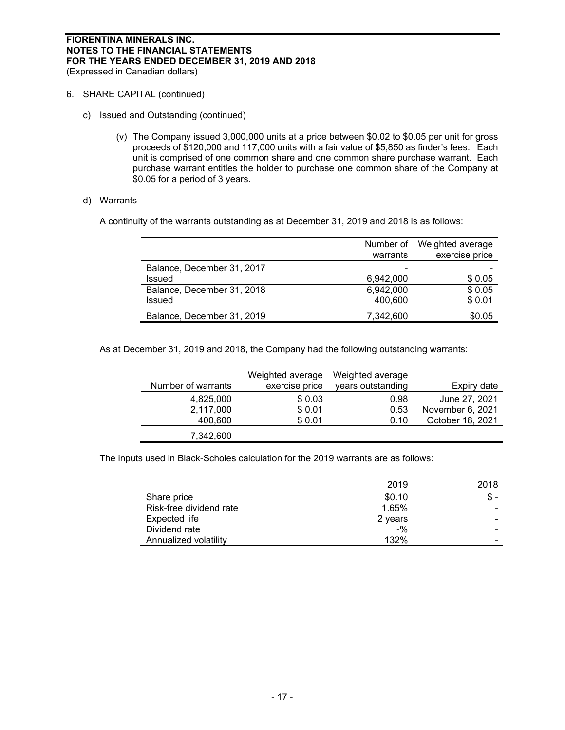6. SHARE CAPITAL (continued)

c) Issued and Outstanding (continued)

(v) The Company issued 3,000,000 units at a price between \$0.02 to \$0.05 per unit for gross proceeds of \$120,000 and 117,000 units with a fair value of \$5,850 as finder's fees. Each unit is comprised of one common share and one common share purchase warrant. Each purchase warrant entitles the holder to purchase one common share of the Company at \$0.05 for a period of 3 years.

d) Warrants

A continuity of the warrants outstanding as at December 31, 2019 and 2018 is as follows:

| | Number of warrants | Weighted average exercise price |
|---|---|---|
| Balance, December 31, 2017 | - | - |
| Issued | 6,942,000 | \$ 0.05 |
| Balance, December 31, 2018 | 6,942,000 | \$ 0.05 |
| Issued | 400,600 | \$ 0.01 |
| Balance, December 31, 2019 | 7,342,600 | \$0.05 |

As at December 31, 2019 and 2018, the Company had the following outstanding warrants:

| Number of warrants | Weighted average exercise price | Weighted average years outstanding | Expiry date |
|---|---|---|---|
| 4,825,000 | \$ 0.03 | 0.98 | June 27, 2021 |
| 2,117,000 | \$ 0.01 | 0.53 | November 6, 2021 |
| 400,600 | \$ 0.01 | 0.10 | October 18, 2021 |
| 7,342,600 | | | |

The inputs used in Black-Scholes calculation for the 2019 warrants are as follows:

| | 2019 | 2018 |
|---|---|---|
| Share price | \$0.10 | \$ - |
| Risk-free dividend rate | 1.65% | - |
| Expected life | 2 years | - |
| Dividend rate | -% | - |
| Annualized volatility | 132% | - |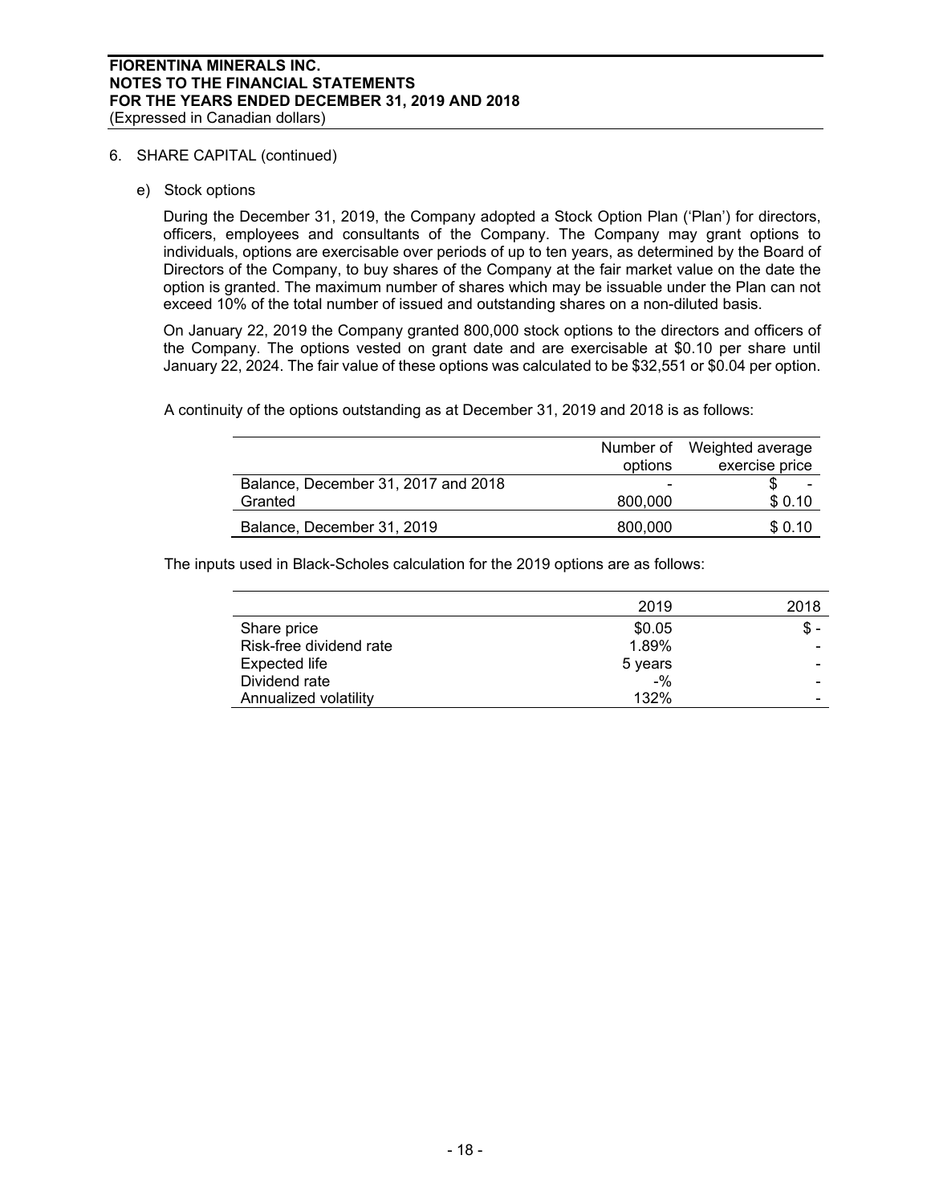6. SHARE CAPITAL (continued)

e) Stock options

During the December 31, 2019, the Company adopted a Stock Option Plan ('Plan') for directors, officers, employees and consultants of the Company. The Company may grant options to individuals, options are exercisable over periods of up to ten years, as determined by the Board of Directors of the Company, to buy shares of the Company at the fair market value on the date the option is granted. The maximum number of shares which may be issuable under the Plan can not exceed 10% of the total number of issued and outstanding shares on a non-diluted basis.

On January 22, 2019 the Company granted 800,000 stock options to the directors and officers of the Company. The options vested on grant date and are exercisable at $0.10 per share until January 22, 2024. The fair value of these options was calculated to be $32,551 or $0.04 per option.

A continuity of the options outstanding as at December 31, 2019 and 2018 is as follows:

| | Number of options | Weighted average exercise price |
|---|---|---|
| Balance, December 31, 2017 and 2018 | - | $ - |
| Granted | 800,000 | $ 0.10 |
| Balance, December 31, 2019 | 800,000 | $ 0.10 |

The inputs used in Black-Scholes calculation for the 2019 options are as follows:

| | 2019 | 2018 |
|---|---|---|
| Share price | $0.05 | $ - |
| Risk-free dividend rate | 1.89% | - |
| Expected life | 5 years | - |
| Dividend rate | -% | - |
| Annualized volatility | 132% | - |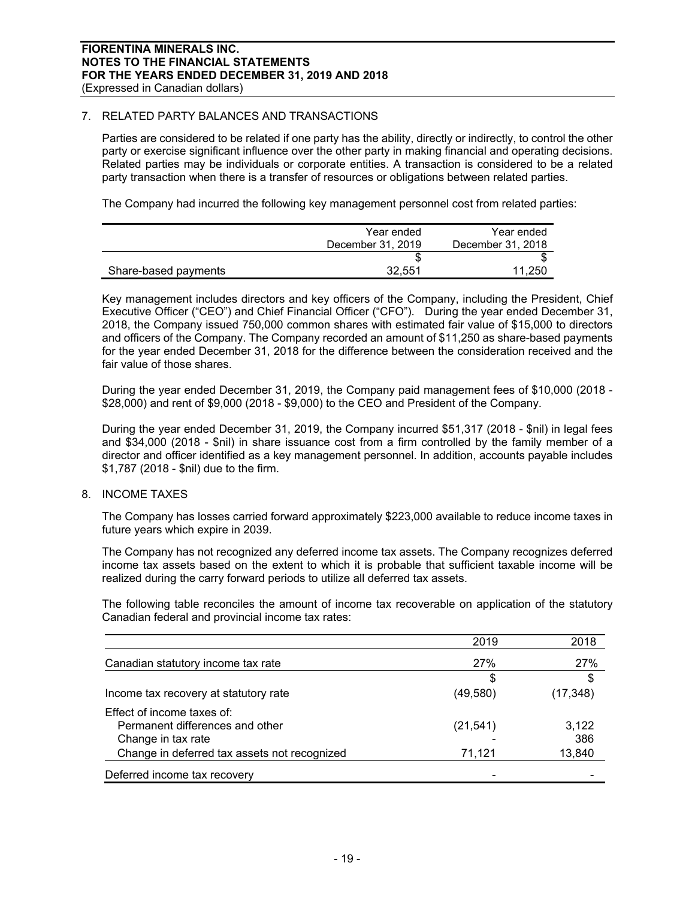## 7. RELATED PARTY BALANCES AND TRANSACTIONS

Parties are considered to be related if one party has the ability, directly or indirectly, to control the other party or exercise significant influence over the other party in making financial and operating decisions. Related parties may be individuals or corporate entities. A transaction is considered to be a related party transaction when there is a transfer of resources or obligations between related parties.

The Company had incurred the following key management personnel cost from related parties:

| | Year ended December 31, 2019 | Year ended December 31, 2018 |
|---|---|---|
| | $ | $ |
| Share-based payments | 32,551 | 11,250 |

Key management includes directors and key officers of the Company, including the President, Chief Executive Officer ("CEO") and Chief Financial Officer ("CFO"). During the year ended December 31, 2018, the Company issued 750,000 common shares with estimated fair value of $15,000 to directors and officers of the Company. The Company recorded an amount of $11,250 as share-based payments for the year ended December 31, 2018 for the difference between the consideration received and the fair value of those shares.

During the year ended December 31, 2019, the Company paid management fees of $10,000 (2018 - $28,000) and rent of $9,000 (2018 - $9,000) to the CEO and President of the Company.

During the year ended December 31, 2019, the Company incurred $51,317 (2018 - $nil) in legal fees and $34,000 (2018 - $nil) in share issuance cost from a firm controlled by the family member of a director and officer identified as a key management personnel. In addition, accounts payable includes $1,787 (2018 - $nil) due to the firm.

## 8. INCOME TAXES

The Company has losses carried forward approximately $223,000 available to reduce income taxes in future years which expire in 2039.

The Company has not recognized any deferred income tax assets. The Company recognizes deferred income tax assets based on the extent to which it is probable that sufficient taxable income will be realized during the carry forward periods to utilize all deferred tax assets.

The following table reconciles the amount of income tax recoverable on application of the statutory Canadian federal and provincial income tax rates:

| | 2019 | 2018 |
|---|---|---|
| Canadian statutory income tax rate | 27% | 27% |
| | $ | $ |
| Income tax recovery at statutory rate | (49,580) | (17,348) |
| Effect of income taxes of: | | |
| Permanent differences and other | (21,541) | 3,122 |
| Change in tax rate | - | 386 |
| Change in deferred tax assets not recognized | 71,121 | 13,840 |
| Deferred income tax recovery | - | - |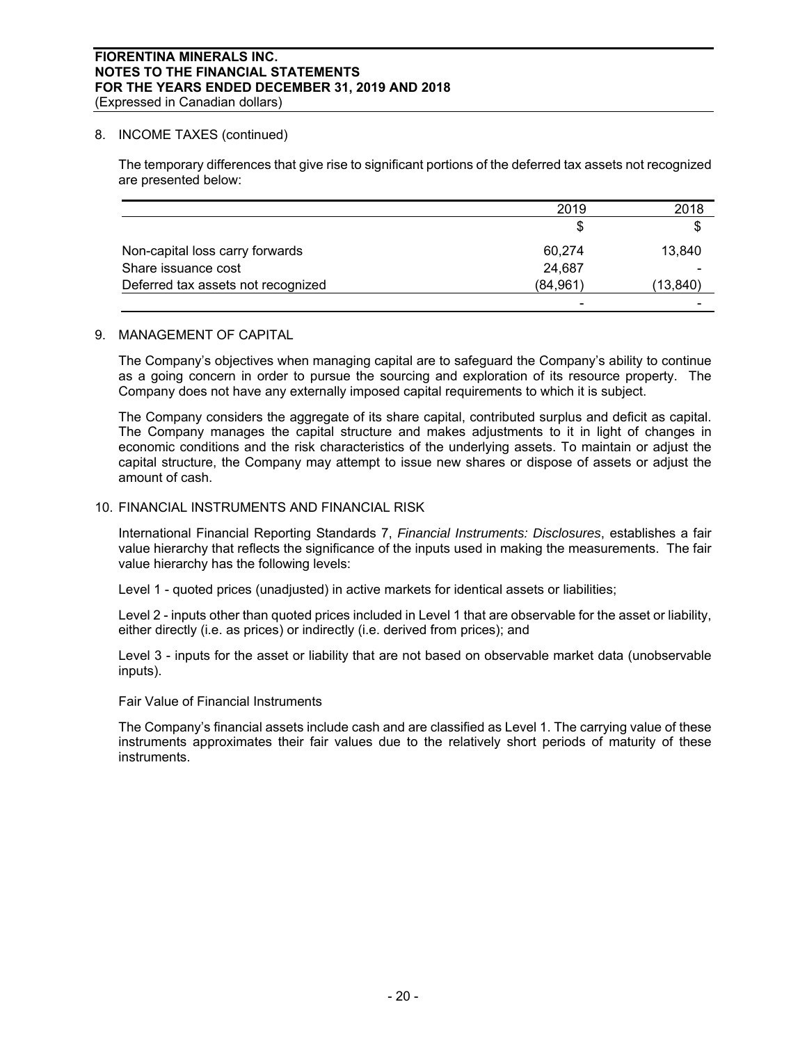## 8. INCOME TAXES (continued)

The temporary differences that give rise to significant portions of the deferred tax assets not recognized are presented below:

| | 2019 | 2018 |
|---|---|---|
| | $ | $ |
| Non-capital loss carry forwards | 60,274 | 13,840 |
| Share issuance cost | 24,687 | - |
| Deferred tax assets not recognized | (84,961) | (13,840) |
| | - | - |

## 9. MANAGEMENT OF CAPITAL

The Company's objectives when managing capital are to safeguard the Company's ability to continue as a going concern in order to pursue the sourcing and exploration of its resource property. The Company does not have any externally imposed capital requirements to which it is subject.

The Company considers the aggregate of its share capital, contributed surplus and deficit as capital. The Company manages the capital structure and makes adjustments to it in light of changes in economic conditions and the risk characteristics of the underlying assets. To maintain or adjust the capital structure, the Company may attempt to issue new shares or dispose of assets or adjust the amount of cash.

## 10. FINANCIAL INSTRUMENTS AND FINANCIAL RISK

International Financial Reporting Standards 7, *Financial Instruments: Disclosures*, establishes a fair value hierarchy that reflects the significance of the inputs used in making the measurements. The fair value hierarchy has the following levels:

Level 1 - quoted prices (unadjusted) in active markets for identical assets or liabilities;

Level 2 - inputs other than quoted prices included in Level 1 that are observable for the asset or liability, either directly (i.e. as prices) or indirectly (i.e. derived from prices); and

Level 3 - inputs for the asset or liability that are not based on observable market data (unobservable inputs).

Fair Value of Financial Instruments

The Company's financial assets include cash and are classified as Level 1. The carrying value of these instruments approximates their fair values due to the relatively short periods of maturity of these instruments.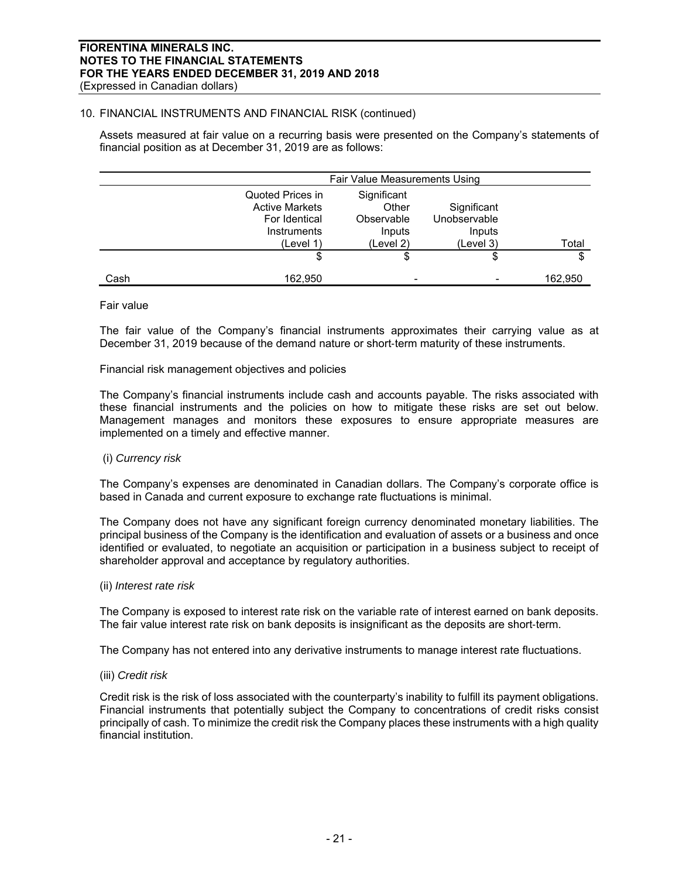## 10. FINANCIAL INSTRUMENTS AND FINANCIAL RISK (continued)

Assets measured at fair value on a recurring basis were presented on the Company's statements of financial position as at December 31, 2019 are as follows:

| | Fair Value Measurements Using | | | |
|---|---|---|---|---|
| | Quoted Prices in Active Markets For Identical Instruments (Level 1) | Significant Other Observable Inputs (Level 2) | Significant Unobservable Inputs (Level 3) | Total |
| | $ | $ | $ | $ |
| Cash | 162,950 | - | - | 162,950 |

Fair value

The fair value of the Company's financial instruments approximates their carrying value as at December 31, 2019 because of the demand nature or short-term maturity of these instruments.

Financial risk management objectives and policies

The Company's financial instruments include cash and accounts payable. The risks associated with these financial instruments and the policies on how to mitigate these risks are set out below. Management manages and monitors these exposures to ensure appropriate measures are implemented on a timely and effective manner.

(i) *Currency risk*

The Company's expenses are denominated in Canadian dollars. The Company's corporate office is based in Canada and current exposure to exchange rate fluctuations is minimal.

The Company does not have any significant foreign currency denominated monetary liabilities. The principal business of the Company is the identification and evaluation of assets or a business and once identified or evaluated, to negotiate an acquisition or participation in a business subject to receipt of shareholder approval and acceptance by regulatory authorities.

(ii) *Interest rate risk*

The Company is exposed to interest rate risk on the variable rate of interest earned on bank deposits. The fair value interest rate risk on bank deposits is insignificant as the deposits are short-term.

The Company has not entered into any derivative instruments to manage interest rate fluctuations.

(iii) *Credit risk*

Credit risk is the risk of loss associated with the counterparty's inability to fulfill its payment obligations. Financial instruments that potentially subject the Company to concentrations of credit risks consist principally of cash. To minimize the credit risk the Company places these instruments with a high quality financial institution.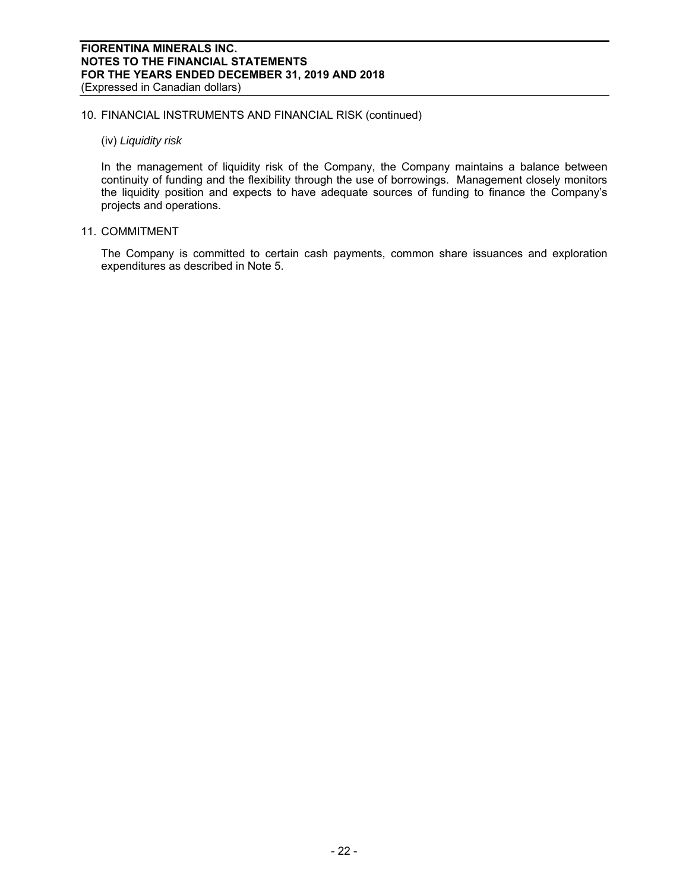10. FINANCIAL INSTRUMENTS AND FINANCIAL RISK (continued)

(iv) *Liquidity risk*

In the management of liquidity risk of the Company, the Company maintains a balance between continuity of funding and the flexibility through the use of borrowings. Management closely monitors the liquidity position and expects to have adequate sources of funding to finance the Company's projects and operations.

11. COMMITMENT

The Company is committed to certain cash payments, common share issuances and exploration expenditures as described in Note 5.